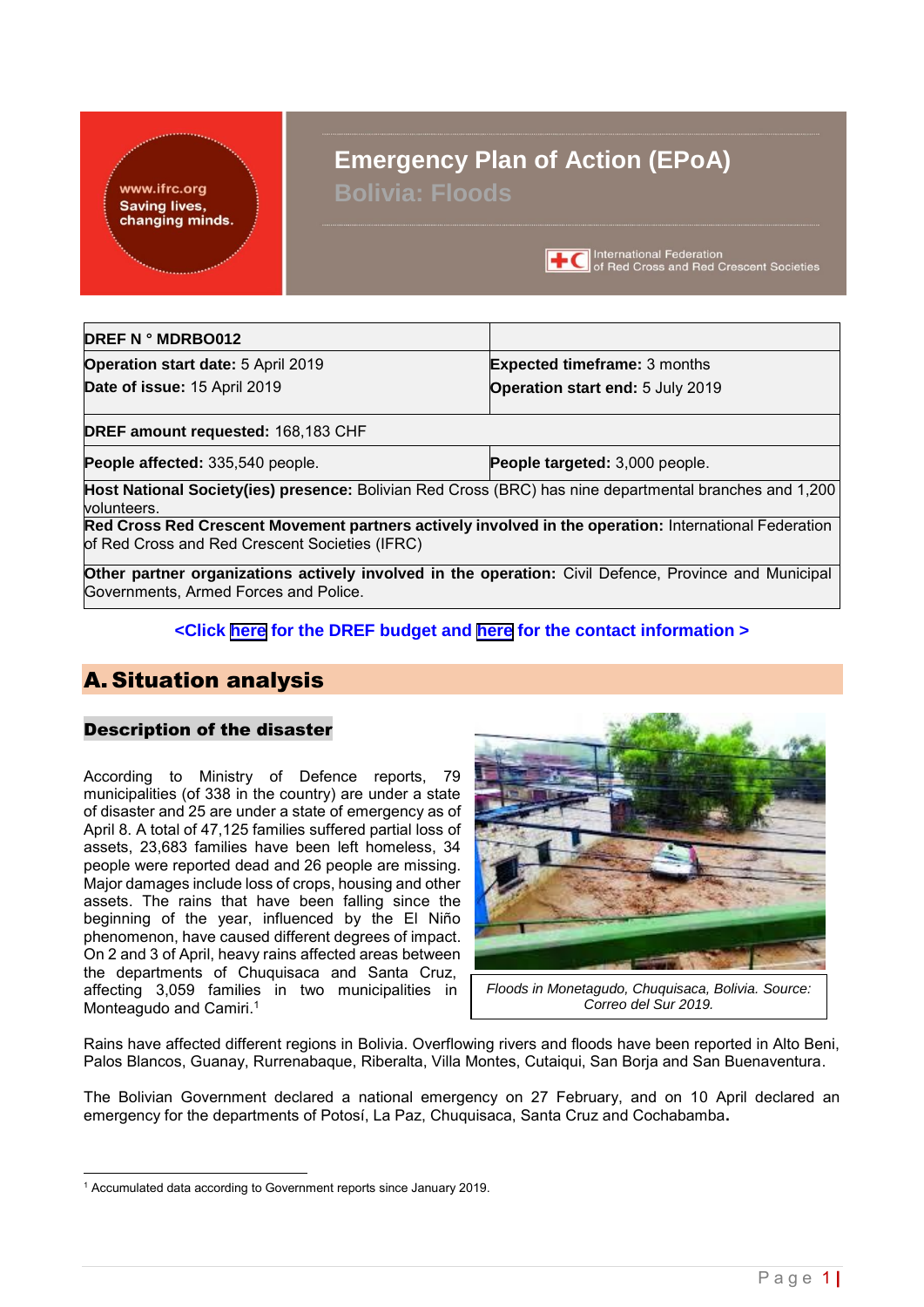# Emergency Plan of Action (EPoA)

## Bolivia: Floods

| DREF N ° MDRBO012 | |
|---|---|
| **Operation start date:** 5 April 2019<br>**Date of issue:** 15 April 2019 | **Expected timeframe:** 3 months<br>**Operation start end:** 5 July 2019 |
| **DREF amount requested:** 168,183 CHF | |
| **People affected:** 335,540 people. | **People targeted:** 3,000 people. |
| **Host National Society(ies) presence:** Bolivian Red Cross (BRC) has nine departmental branches and 1,200 volunteers. | |
| **Red Cross Red Crescent Movement partners actively involved in the operation:** International Federation of Red Cross and Red Crescent Societies (IFRC) | |
| **Other partner organizations actively involved in the operation:** Civil Defence, Province and Municipal Governments, Armed Forces and Police. | |

**<Click here for the DREF budget and here for the contact information >**

# A. Situation analysis

## Description of the disaster

According to Ministry of Defence reports, 79 municipalities (of 338 in the country) are under a state of disaster and 25 are under a state of emergency as of April 8. A total of 47,125 families suffered partial loss of assets, 23,683 families have been left homeless, 34 people were reported dead and 26 people are missing. Major damages include loss of crops, housing and other assets. The rains that have been falling since the beginning of the year, influenced by the El Niño phenomenon, have caused different degrees of impact. On 2 and 3 of April, heavy rains affected areas between the departments of Chuquisaca and Santa Cruz, affecting 3,059 families in two municipalities in Monteagudo and Camiri.[1]

*Floods in Monetagudo, Chuquisaca, Bolivia. Source: Correo del Sur 2019.*

Rains have affected different regions in Bolivia. Overflowing rivers and floods have been reported in Alto Beni, Palos Blancos, Guanay, Rurrenabaque, Riberalta, Villa Montes, Cutaiqui, San Borja and San Buenaventura.

The Bolivian Government declared a national emergency on 27 February, and on 10 April declared an emergency for the departments of Potosí, La Paz, Chuquisaca, Santa Cruz and Cochabamba.

---

[1] Accumulated data according to Government reports since January 2019.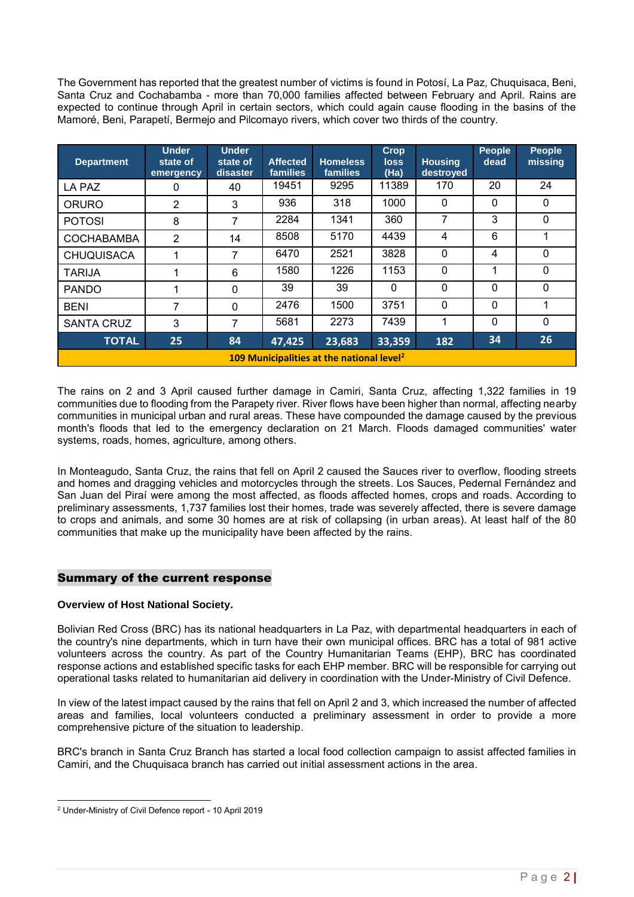The Government has reported that the greatest number of victims is found in Potosí, La Paz, Chuquisaca, Beni, Santa Cruz and Cochabamba - more than 70,000 families affected between February and April. Rains are expected to continue through April in certain sectors, which could again cause flooding in the basins of the Mamoré, Beni, Parapetí, Bermejo and Pilcomayo rivers, which cover two thirds of the country.

| Department | Under state of emergency | Under state of disaster | Affected families | Homeless families | Crop loss (Ha) | Housing destroyed | People dead | People missing |
|---|---|---|---|---|---|---|---|---|
| LA PAZ | 0 | 40 | 19451 | 9295 | 11389 | 170 | 20 | 24 |
| ORURO | 2 | 3 | 936 | 318 | 1000 | 0 | 0 | 0 |
| POTOSI | 8 | 7 | 2284 | 1341 | 360 | 7 | 3 | 0 |
| COCHABAMBA | 2 | 14 | 8508 | 5170 | 4439 | 4 | 6 | 1 |
| CHUQUISACA | 1 | 7 | 6470 | 2521 | 3828 | 0 | 4 | 0 |
| TARIJA | 1 | 6 | 1580 | 1226 | 1153 | 0 | 1 | 0 |
| PANDO | 1 | 0 | 39 | 39 | 0 | 0 | 0 | 0 |
| BENI | 7 | 0 | 2476 | 1500 | 3751 | 0 | 0 | 1 |
| SANTA CRUZ | 3 | 7 | 5681 | 2273 | 7439 | 1 | 0 | 0 |
| **TOTAL** | **25** | **84** | **47,425** | **23,683** | **33,359** | **182** | **34** | **26** |
| **109 Municipalities at the national level[2]** | | | | | | | | |

The rains on 2 and 3 April caused further damage in Camiri, Santa Cruz, affecting 1,322 families in 19 communities due to flooding from the Parapety river. River flows have been higher than normal, affecting nearby communities in municipal urban and rural areas. These have compounded the damage caused by the previous month's floods that led to the emergency declaration on 21 March. Floods damaged communities' water systems, roads, homes, agriculture, among others.

In Monteagudo, Santa Cruz, the rains that fell on April 2 caused the Sauces river to overflow, flooding streets and homes and dragging vehicles and motorcycles through the streets. Los Sauces, Pedernal Fernández and San Juan del Piraí were among the most affected, as floods affected homes, crops and roads. According to preliminary assessments, 1,737 families lost their homes, trade was severely affected, there is severe damage to crops and animals, and some 30 homes are at risk of collapsing (in urban areas). At least half of the 80 communities that make up the municipality have been affected by the rains.

## Summary of the current response

**Overview of Host National Society.**

Bolivian Red Cross (BRC) has its national headquarters in La Paz, with departmental headquarters in each of the country's nine departments, which in turn have their own municipal offices. BRC has a total of 981 active volunteers across the country. As part of the Country Humanitarian Teams (EHP), BRC has coordinated response actions and established specific tasks for each EHP member. BRC will be responsible for carrying out operational tasks related to humanitarian aid delivery in coordination with the Under-Ministry of Civil Defence.

In view of the latest impact caused by the rains that fell on April 2 and 3, which increased the number of affected areas and families, local volunteers conducted a preliminary assessment in order to provide a more comprehensive picture of the situation to leadership.

BRC's branch in Santa Cruz Branch has started a local food collection campaign to assist affected families in Camiri, and the Chuquisaca branch has carried out initial assessment actions in the area.

[2] Under-Ministry of Civil Defence report - 10 April 2019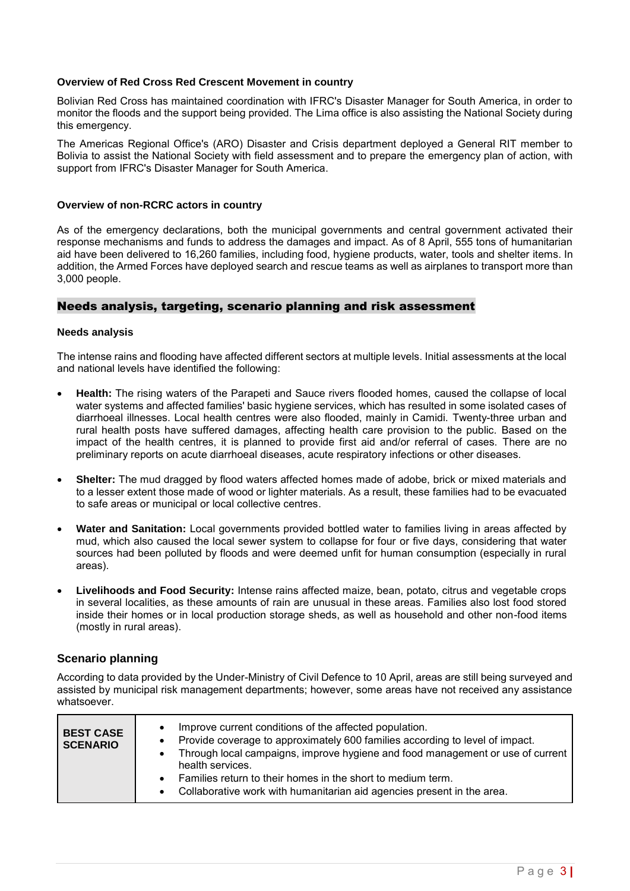**Overview of Red Cross Red Crescent Movement in country**

Bolivian Red Cross has maintained coordination with IFRC's Disaster Manager for South America, in order to monitor the floods and the support being provided. The Lima office is also assisting the National Society during this emergency.

The Americas Regional Office's (ARO) Disaster and Crisis department deployed a General RIT member to Bolivia to assist the National Society with field assessment and to prepare the emergency plan of action, with support from IFRC's Disaster Manager for South America.

**Overview of non-RCRC actors in country**

As of the emergency declarations, both the municipal governments and central government activated their response mechanisms and funds to address the damages and impact. As of 8 April, 555 tons of humanitarian aid have been delivered to 16,260 families, including food, hygiene products, water, tools and shelter items. In addition, the Armed Forces have deployed search and rescue teams as well as airplanes to transport more than 3,000 people.

## Needs analysis, targeting, scenario planning and risk assessment

**Needs analysis**

The intense rains and flooding have affected different sectors at multiple levels. Initial assessments at the local and national levels have identified the following:

- **Health:** The rising waters of the Parapeti and Sauce rivers flooded homes, caused the collapse of local water systems and affected families' basic hygiene services, which has resulted in some isolated cases of diarrhoeal illnesses. Local health centres were also flooded, mainly in Camidi. Twenty-three urban and rural health posts have suffered damages, affecting health care provision to the public. Based on the impact of the health centres, it is planned to provide first aid and/or referral of cases. There are no preliminary reports on acute diarrhoeal diseases, acute respiratory infections or other diseases.

- **Shelter:** The mud dragged by flood waters affected homes made of adobe, brick or mixed materials and to a lesser extent those made of wood or lighter materials. As a result, these families had to be evacuated to safe areas or municipal or local collective centres.

- **Water and Sanitation:** Local governments provided bottled water to families living in areas affected by mud, which also caused the local sewer system to collapse for four or five days, considering that water sources had been polluted by floods and were deemed unfit for human consumption (especially in rural areas).

- **Livelihoods and Food Security:** Intense rains affected maize, bean, potato, citrus and vegetable crops in several localities, as these amounts of rain are unusual in these areas. Families also lost food stored inside their homes or in local production storage sheds, as well as household and other non-food items (mostly in rural areas).

### Scenario planning

According to data provided by the Under-Ministry of Civil Defence to 10 April, areas are still being surveyed and assisted by municipal risk management departments; however, some areas have not received any assistance whatsoever.

| | |
|---|---|
| **BEST CASE SCENARIO** | • Improve current conditions of the affected population.<br>• Provide coverage to approximately 600 families according to level of impact.<br>• Through local campaigns, improve hygiene and food management or use of current health services.<br>• Families return to their homes in the short to medium term.<br>• Collaborative work with humanitarian aid agencies present in the area. |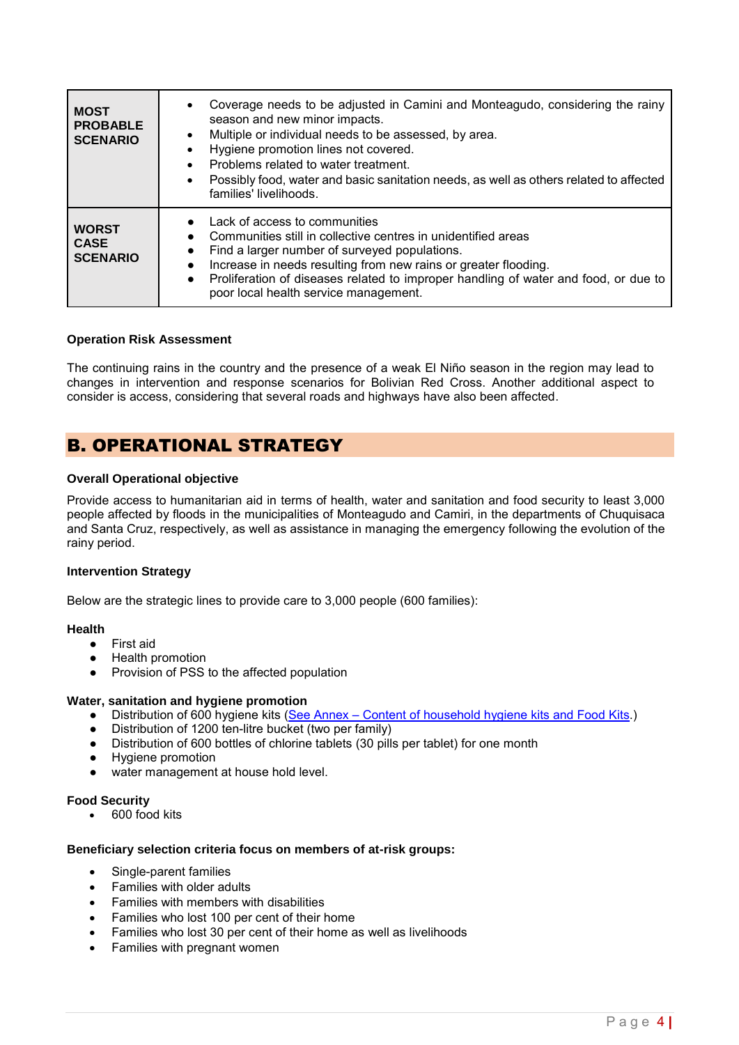| | |
|---|---|
| **MOST PROBABLE SCENARIO** | • Coverage needs to be adjusted in Camini and Monteagudo, considering the rainy season and new minor impacts.<br>• Multiple or individual needs to be assessed, by area.<br>• Hygiene promotion lines not covered.<br>• Problems related to water treatment.<br>• Possibly food, water and basic sanitation needs, as well as others related to affected families' livelihoods. |
| **WORST CASE SCENARIO** | • Lack of access to communities<br>• Communities still in collective centres in unidentified areas<br>• Find a larger number of surveyed populations.<br>• Increase in needs resulting from new rains or greater flooding.<br>• Proliferation of diseases related to improper handling of water and food, or due to poor local health service management. |

**Operation Risk Assessment**

The continuing rains in the country and the presence of a weak El Niño season in the region may lead to changes in intervention and response scenarios for Bolivian Red Cross. Another additional aspect to consider is access, considering that several roads and highways have also been affected.

# B. OPERATIONAL STRATEGY

**Overall Operational objective**

Provide access to humanitarian aid in terms of health, water and sanitation and food security to least 3,000 people affected by floods in the municipalities of Monteagudo and Camiri, in the departments of Chuquisaca and Santa Cruz, respectively, as well as assistance in managing the emergency following the evolution of the rainy period.

**Intervention Strategy**

Below are the strategic lines to provide care to 3,000 people (600 families):

**Health**

- First aid
- Health promotion
- Provision of PSS to the affected population

**Water, sanitation and hygiene promotion**

- Distribution of 600 hygiene kits (See Annex – Content of household hygiene kits and Food Kits.)
- Distribution of 1200 ten-litre bucket (two per family)
- Distribution of 600 bottles of chlorine tablets (30 pills per tablet) for one month
- Hygiene promotion
- water management at house hold level.

**Food Security**

- 600 food kits

**Beneficiary selection criteria focus on members of at-risk groups:**

- Single-parent families
- Families with older adults
- Families with members with disabilities
- Families who lost 100 per cent of their home
- Families who lost 30 per cent of their home as well as livelihoods
- Families with pregnant women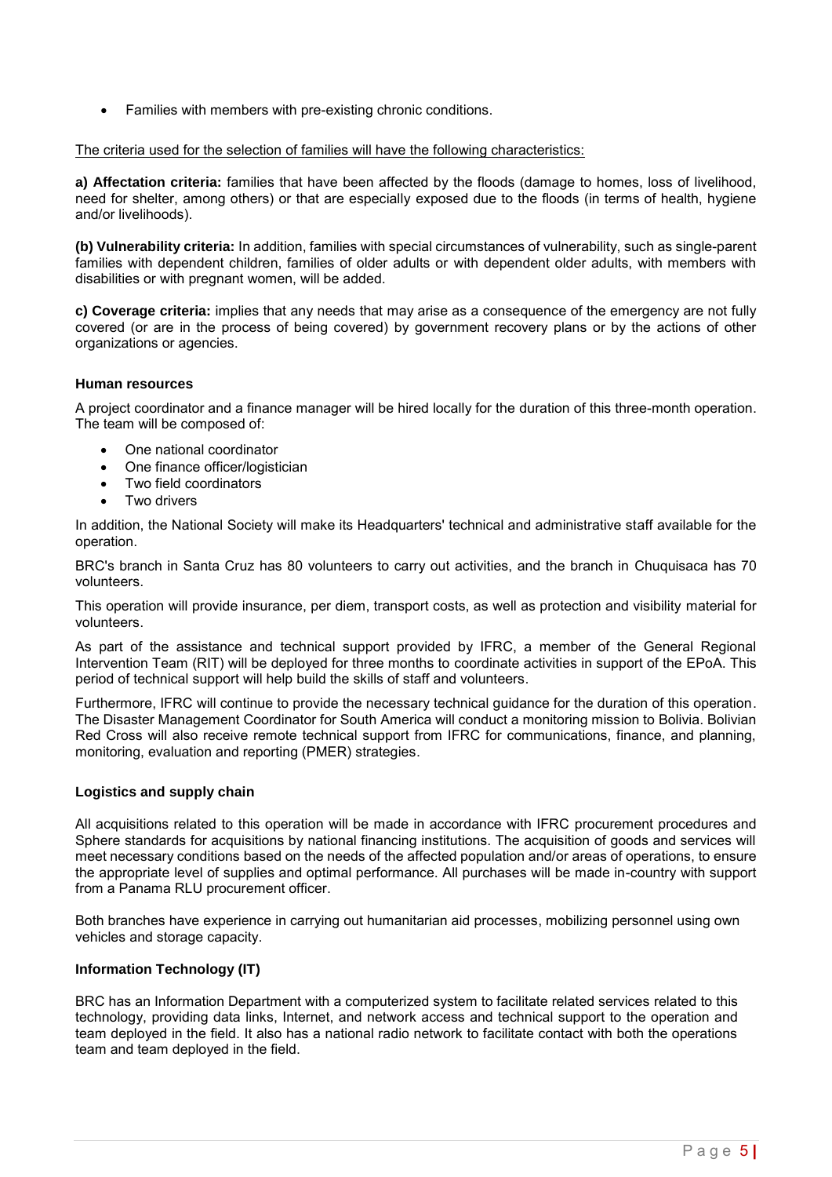- Families with members with pre-existing chronic conditions.

The criteria used for the selection of families will have the following characteristics:

**a) Affectation criteria:** families that have been affected by the floods (damage to homes, loss of livelihood, need for shelter, among others) or that are especially exposed due to the floods (in terms of health, hygiene and/or livelihoods).

**(b) Vulnerability criteria:** In addition, families with special circumstances of vulnerability, such as single-parent families with dependent children, families of older adults or with dependent older adults, with members with disabilities or with pregnant women, will be added.

**c) Coverage criteria:** implies that any needs that may arise as a consequence of the emergency are not fully covered (or are in the process of being covered) by government recovery plans or by the actions of other organizations or agencies.

**Human resources**

A project coordinator and a finance manager will be hired locally for the duration of this three-month operation. The team will be composed of:

- One national coordinator
- One finance officer/logistician
- Two field coordinators
- Two drivers

In addition, the National Society will make its Headquarters' technical and administrative staff available for the operation.

BRC's branch in Santa Cruz has 80 volunteers to carry out activities, and the branch in Chuquisaca has 70 volunteers.

This operation will provide insurance, per diem, transport costs, as well as protection and visibility material for volunteers.

As part of the assistance and technical support provided by IFRC, a member of the General Regional Intervention Team (RIT) will be deployed for three months to coordinate activities in support of the EPoA. This period of technical support will help build the skills of staff and volunteers.

Furthermore, IFRC will continue to provide the necessary technical guidance for the duration of this operation. The Disaster Management Coordinator for South America will conduct a monitoring mission to Bolivia. Bolivian Red Cross will also receive remote technical support from IFRC for communications, finance, and planning, monitoring, evaluation and reporting (PMER) strategies.

**Logistics and supply chain**

All acquisitions related to this operation will be made in accordance with IFRC procurement procedures and Sphere standards for acquisitions by national financing institutions. The acquisition of goods and services will meet necessary conditions based on the needs of the affected population and/or areas of operations, to ensure the appropriate level of supplies and optimal performance. All purchases will be made in-country with support from a Panama RLU procurement officer.

Both branches have experience in carrying out humanitarian aid processes, mobilizing personnel using own vehicles and storage capacity.

**Information Technology (IT)**

BRC has an Information Department with a computerized system to facilitate related services related to this technology, providing data links, Internet, and network access and technical support to the operation and team deployed in the field. It also has a national radio network to facilitate contact with both the operations team and team deployed in the field.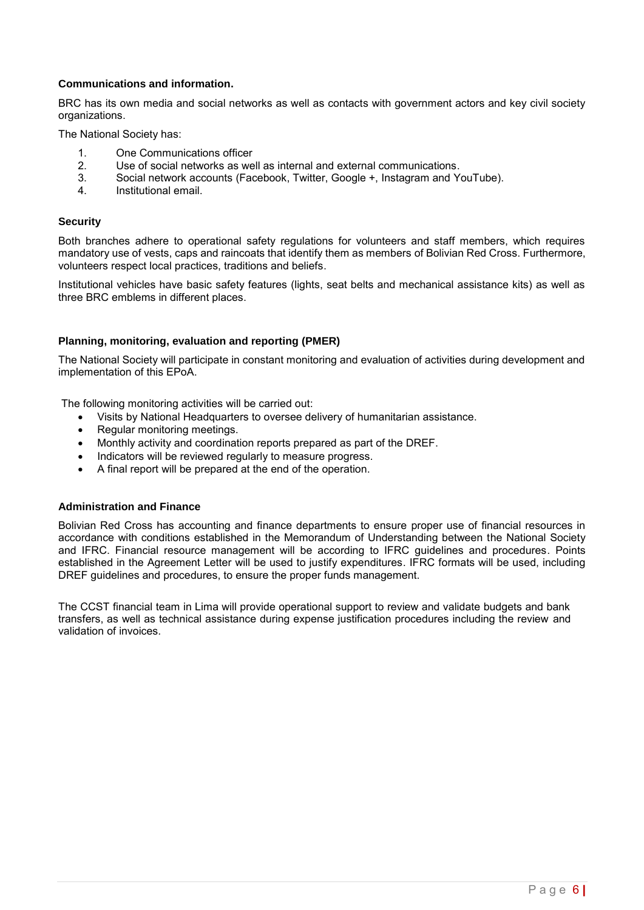**Communications and information.**

BRC has its own media and social networks as well as contacts with government actors and key civil society organizations.

The National Society has:

1. One Communications officer
2. Use of social networks as well as internal and external communications.
3. Social network accounts (Facebook, Twitter, Google +, Instagram and YouTube).
4. Institutional email.

**Security**

Both branches adhere to operational safety regulations for volunteers and staff members, which requires mandatory use of vests, caps and raincoats that identify them as members of Bolivian Red Cross. Furthermore, volunteers respect local practices, traditions and beliefs.

Institutional vehicles have basic safety features (lights, seat belts and mechanical assistance kits) as well as three BRC emblems in different places.

**Planning, monitoring, evaluation and reporting (PMER)**

The National Society will participate in constant monitoring and evaluation of activities during development and implementation of this EPoA.

The following monitoring activities will be carried out:

- Visits by National Headquarters to oversee delivery of humanitarian assistance.
- Regular monitoring meetings.
- Monthly activity and coordination reports prepared as part of the DREF.
- Indicators will be reviewed regularly to measure progress.
- A final report will be prepared at the end of the operation.

**Administration and Finance**

Bolivian Red Cross has accounting and finance departments to ensure proper use of financial resources in accordance with conditions established in the Memorandum of Understanding between the National Society and IFRC. Financial resource management will be according to IFRC guidelines and procedures. Points established in the Agreement Letter will be used to justify expenditures. IFRC formats will be used, including DREF guidelines and procedures, to ensure the proper funds management.

The CCST financial team in Lima will provide operational support to review and validate budgets and bank transfers, as well as technical assistance during expense justification procedures including the review and validation of invoices.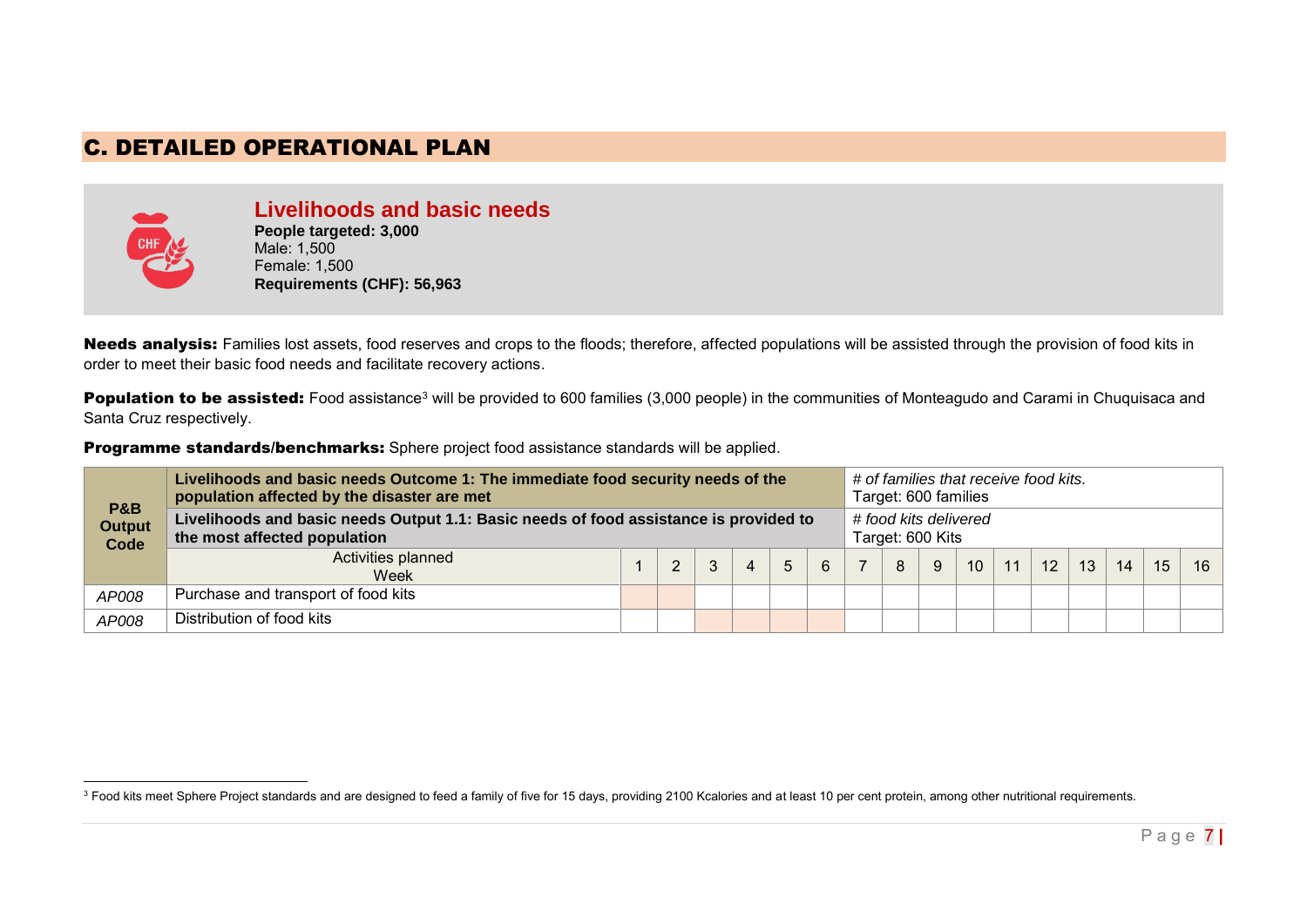## C. DETAILED OPERATIONAL PLAN

### Livelihoods and basic needs

**People targeted: 3,000**
Male: 1,500
Female: 1,500
**Requirements (CHF): 56,963**

**Needs analysis:** Families lost assets, food reserves and crops to the floods; therefore, affected populations will be assisted through the provision of food kits in order to meet their basic food needs and facilitate recovery actions.

**Population to be assisted:** Food assistance[3] will be provided to 600 families (3,000 people) in the communities of Monteagudo and Carami in Chuquisaca and Santa Cruz respectively.

**Programme standards/benchmarks:** Sphere project food assistance standards will be applied.

| P&B Output Code | Livelihoods and basic needs Outcome 1: The immediate food security needs of the population affected by the disaster are met | | | | | | | *# of families that receive food kits.* Target: 600 families | | | | | | | | | |
|---|---|---|---|---|---|---|---|---|---|---|---|---|---|---|---|---|---|
| | **Livelihoods and basic needs Output 1.1: Basic needs of food assistance is provided to the most affected population** | | | | | | | *# food kits delivered* Target: 600 Kits | | | | | | | | | |
| | Activities planned Week | 1 | 2 | 3 | 4 | 5 | 6 | 7 | 8 | 9 | 10 | 11 | 12 | 13 | 14 | 15 | 16 |
| *AP008* | Purchase and transport of food kits | X | X | | | | | | | | | | | | | | |
| *AP008* | Distribution of food kits | | | X | X | X | X | | | | | | | | | | |

[3] Food kits meet Sphere Project standards and are designed to feed a family of five for 15 days, providing 2100 Kcalories and at least 10 per cent protein, among other nutritional requirements.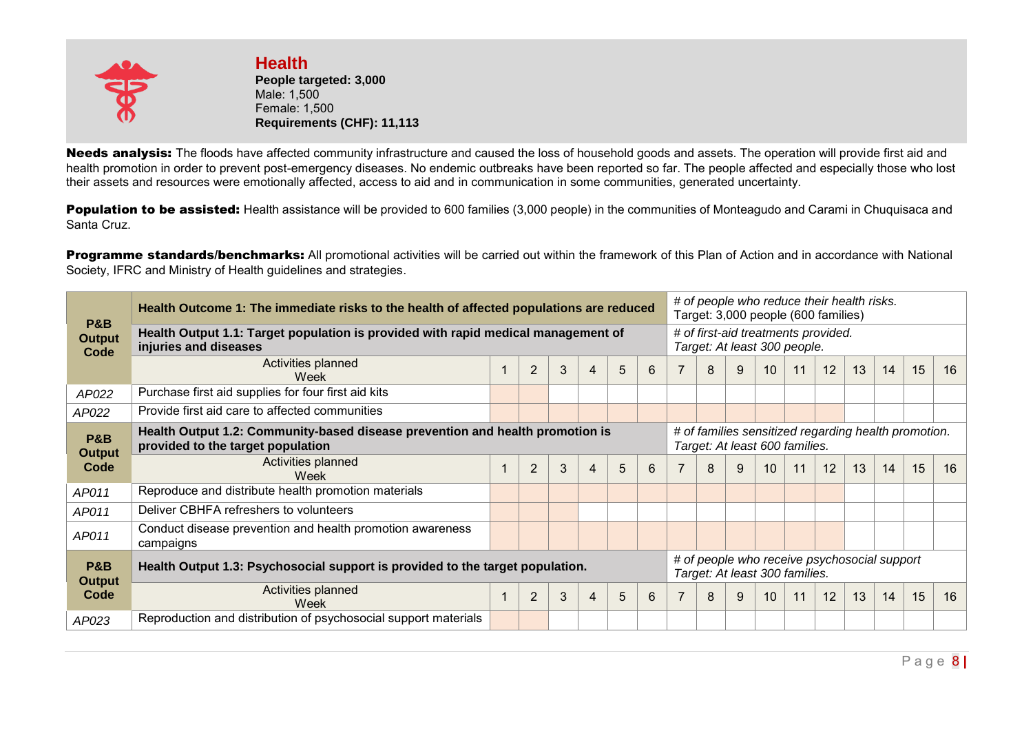## Health

**People targeted: 3,000**
Male: 1,500
Female: 1,500
**Requirements (CHF): 11,113**

**Needs analysis:** The floods have affected community infrastructure and caused the loss of household goods and assets. The operation will provide first aid and health promotion in order to prevent post-emergency diseases. No endemic outbreaks have been reported so far. The people affected and especially those who lost their assets and resources were emotionally affected, access to aid and in communication in some communities, generated uncertainty.

**Population to be assisted:** Health assistance will be provided to 600 families (3,000 people) in the communities of Monteagudo and Carami in Chuquisaca and Santa Cruz.

**Programme standards/benchmarks:** All promotional activities will be carried out within the framework of this Plan of Action and in accordance with National Society, IFRC and Ministry of Health guidelines and strategies.

| P&B Output Code | **Health Outcome 1: The immediate risks to the health of affected populations are reduced** | | | | | | | *# of people who reduce their health risks.* Target: 3,000 people (600 families) | | | | | | | | | |
|---|---|---|---|---|---|---|---|---|---|---|---|---|---|---|---|---|---|
| | **Health Output 1.1: Target population is provided with rapid medical management of injuries and diseases** | | | | | | | *# of first-aid treatments provided. Target: At least 300 people.* | | | | | | | | | |
| | Activities planned Week | 1 | 2 | 3 | 4 | 5 | 6 | 7 | 8 | 9 | 10 | 11 | 12 | 13 | 14 | 15 | 16 |
| *AP022* | Purchase first aid supplies for four first aid kits | | | | | | | | | | | | | | | | |
| *AP022* | Provide first aid care to affected communities | | | | | | | | | | | | | | | | |
| **P&B Output Code** | **Health Output 1.2: Community-based disease prevention and health promotion is provided to the target population** | | | | | | | *# of families sensitized regarding health promotion. Target: At least 600 families.* | | | | | | | | | |
| | Activities planned Week | 1 | 2 | 3 | 4 | 5 | 6 | 7 | 8 | 9 | 10 | 11 | 12 | 13 | 14 | 15 | 16 |
| *AP011* | Reproduce and distribute health promotion materials | | | | | | | | | | | | | | | | |
| *AP011* | Deliver CBHFA refreshers to volunteers | | | | | | | | | | | | | | | | |
| *AP011* | Conduct disease prevention and health promotion awareness campaigns | | | | | | | | | | | | | | | | |
| **P&B Output Code** | **Health Output 1.3: Psychosocial support is provided to the target population.** | | | | | | | *# of people who receive psychosocial support Target: At least 300 families.* | | | | | | | | | |
| | Activities planned Week | 1 | 2 | 3 | 4 | 5 | 6 | 7 | 8 | 9 | 10 | 11 | 12 | 13 | 14 | 15 | 16 |
| *AP023* | Reproduction and distribution of psychosocial support materials | | | | | | | | | | | | | | | | |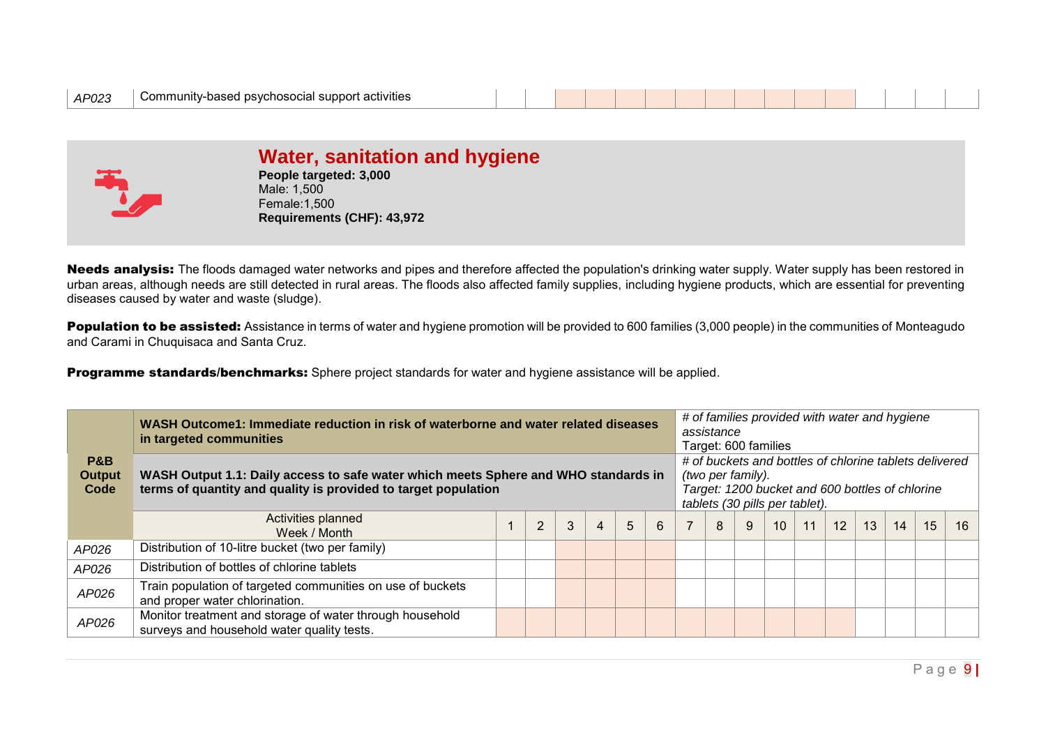| AP023 | Community-based psychosocial support activities | | | | | | | | | | | | | | | | |
|---|---|---|---|---|---|---|---|---|---|---|---|---|---|---|---|---|---|

## Water, sanitation and hygiene

**People targeted: 3,000**
Male: 1,500
Female:1,500
**Requirements (CHF): 43,972**

**Needs analysis:** The floods damaged water networks and pipes and therefore affected the population's drinking water supply. Water supply has been restored in urban areas, although needs are still detected in rural areas. The floods also affected family supplies, including hygiene products, which are essential for preventing diseases caused by water and waste (sludge).

**Population to be assisted:** Assistance in terms of water and hygiene promotion will be provided to 600 families (3,000 people) in the communities of Monteagudo and Carami in Chuquisaca and Santa Cruz.

**Programme standards/benchmarks:** Sphere project standards for water and hygiene assistance will be applied.

| P&B Output Code | **WASH Outcome1: Immediate reduction in risk of waterborne and water related diseases in targeted communities** | | | | | | | *# of families provided with water and hygiene assistance* Target: 600 families | | | | | | | | | |
|---|---|---|---|---|---|---|---|---|---|---|---|---|---|---|---|---|---|
| | **WASH Output 1.1: Daily access to safe water which meets Sphere and WHO standards in terms of quantity and quality is provided to target population** | | | | | | | *# of buckets and bottles of chlorine tablets delivered (two per family). Target: 1200 bucket and 600 bottles of chlorine tablets (30 pills per tablet).* | | | | | | | | | |
| | Activities planned Week / Month | 1 | 2 | 3 | 4 | 5 | 6 | 7 | 8 | 9 | 10 | 11 | 12 | 13 | 14 | 15 | 16 |
| AP026 | Distribution of 10-litre bucket (two per family) | | | | | | | | | | | | | | | | |
| AP026 | Distribution of bottles of chlorine tablets | | | | | | | | | | | | | | | | |
| AP026 | Train population of targeted communities on use of buckets and proper water chlorination. | | | | | | | | | | | | | | | | |
| AP026 | Monitor treatment and storage of water through household surveys and household water quality tests. | | | | | | | | | | | | | | | | |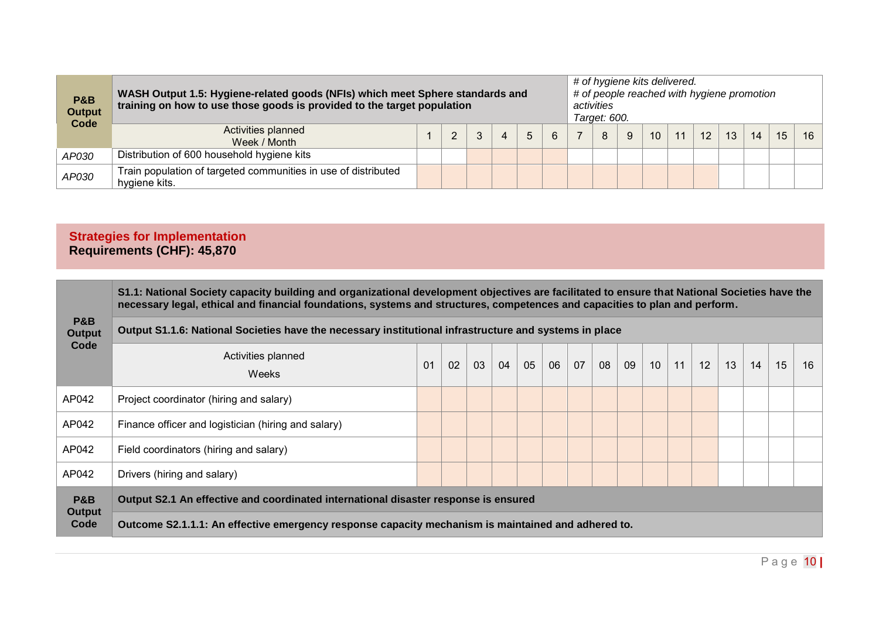| P&B Output Code | WASH Output 1.5: Hygiene-related goods (NFIs) which meet Sphere standards and training on how to use those goods is provided to the target population | | | | | | | # of hygiene kits delivered. # of people reached with hygiene promotion activities Target: 600. | | | | | | | | | |
|---|---|---|---|---|---|---|---|---|---|---|---|---|---|---|---|---|---|
| | Activities planned Week / Month | 1 | 2 | 3 | 4 | 5 | 6 | 7 | 8 | 9 | 10 | 11 | 12 | 13 | 14 | 15 | 16 |
| *AP030* | Distribution of 600 household hygiene kits | | | | | | | | | | | | | | | | |
| *AP030* | Train population of targeted communities in use of distributed hygiene kits. | | | | | | | | | | | | | | | | |

## Strategies for Implementation

**Requirements (CHF): 45,870**

| P&B Output Code | S1.1: National Society capacity building and organizational development objectives are facilitated to ensure that National Societies have the necessary legal, ethical and financial foundations, systems and structures, competences and capacities to plan and perform. | | | | | | | | | | | | | | | | |
|---|---|---|---|---|---|---|---|---|---|---|---|---|---|---|---|---|---|
| | Output S1.1.6: National Societies have the necessary institutional infrastructure and systems in place | | | | | | | | | | | | | | | | |
| | Activities planned Weeks | 01 | 02 | 03 | 04 | 05 | 06 | 07 | 08 | 09 | 10 | 11 | 12 | 13 | 14 | 15 | 16 |
| AP042 | Project coordinator (hiring and salary) | | | | | | | | | | | | | | | | |
| AP042 | Finance officer and logistician (hiring and salary) | | | | | | | | | | | | | | | | |
| AP042 | Field coordinators (hiring and salary) | | | | | | | | | | | | | | | | |
| AP042 | Drivers (hiring and salary) | | | | | | | | | | | | | | | | |
| P&B Output Code | Output S2.1 An effective and coordinated international disaster response is ensured | | | | | | | | | | | | | | | | |
| | Outcome S2.1.1.1: An effective emergency response capacity mechanism is maintained and adhered to. | | | | | | | | | | | | | | | | |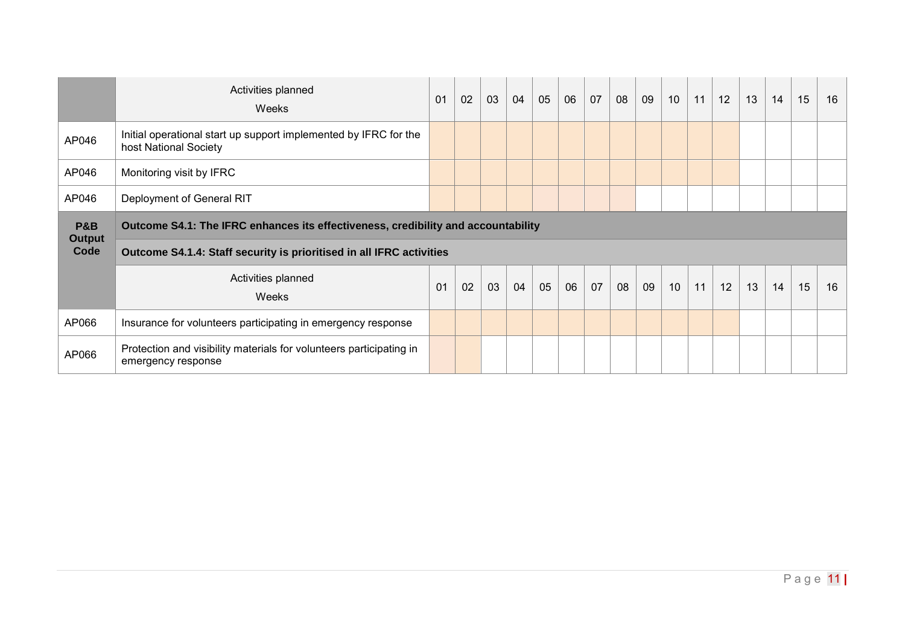| | Activities planned<br>Weeks | 01 | 02 | 03 | 04 | 05 | 06 | 07 | 08 | 09 | 10 | 11 | 12 | 13 | 14 | 15 | 16 |
|---|---|---|---|---|---|---|---|---|---|---|---|---|---|---|---|---|---|
| AP046 | Initial operational start up support implemented by IFRC for the host National Society | | | | | | | | | | | | | | | | |
| AP046 | Monitoring visit by IFRC | | | | | | | | | | | | | | | | |
| AP046 | Deployment of General RIT | | | | | | | | | | | | | | | | |
| **P&B Output Code** | **Outcome S4.1: The IFRC enhances its effectiveness, credibility and accountability** | | | | | | | | | | | | | | | | |
| | **Outcome S4.1.4: Staff security is prioritised in all IFRC activities** | | | | | | | | | | | | | | | | |
| | Activities planned<br>Weeks | 01 | 02 | 03 | 04 | 05 | 06 | 07 | 08 | 09 | 10 | 11 | 12 | 13 | 14 | 15 | 16 |
| AP066 | Insurance for volunteers participating in emergency response | | | | | | | | | | | | | | | | |
| AP066 | Protection and visibility materials for volunteers participating in emergency response | | | | | | | | | | | | | | | | |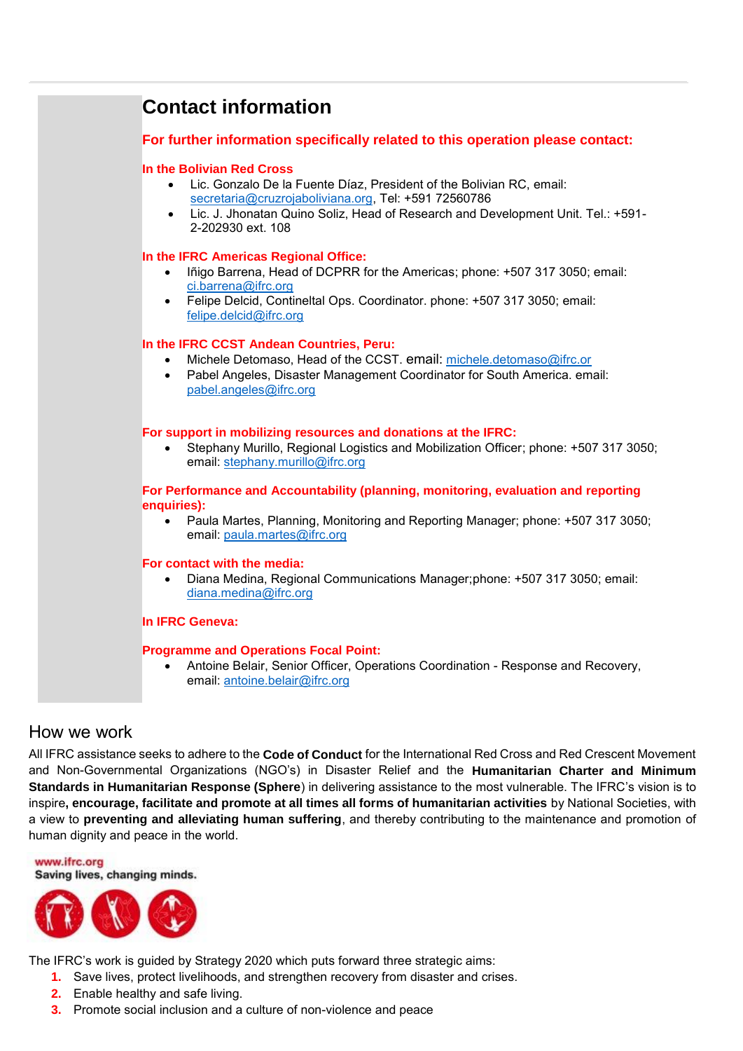## Contact information

**For further information specifically related to this operation please contact:**

**In the Bolivian Red Cross**

- Lic. Gonzalo De la Fuente Díaz, President of the Bolivian RC, email: secretaria@cruzrojaboliviana.org, Tel: +591 72560786
- Lic. J. Jhonatan Quino Soliz, Head of Research and Development Unit. Tel.: +591-2-202930 ext. 108

**In the IFRC Americas Regional Office:**

- Iñigo Barrena, Head of DCPRR for the Americas; phone: +507 317 3050; email: ci.barrena@ifrc.org
- Felipe Delcid, Contineltal Ops. Coordinator. phone: +507 317 3050; email: felipe.delcid@ifrc.org

**In the IFRC CCST Andean Countries, Peru:**

- Michele Detomaso, Head of the CCST. email: michele.detomaso@ifrc.or
- Pabel Angeles, Disaster Management Coordinator for South America. email: pabel.angeles@ifrc.org

**For support in mobilizing resources and donations at the IFRC:**

- Stephany Murillo, Regional Logistics and Mobilization Officer; phone: +507 317 3050; email: stephany.murillo@ifrc.org

**For Performance and Accountability (planning, monitoring, evaluation and reporting enquiries):**

- Paula Martes, Planning, Monitoring and Reporting Manager; phone: +507 317 3050; email: paula.martes@ifrc.org

**For contact with the media:**

- Diana Medina, Regional Communications Manager;phone: +507 317 3050; email: diana.medina@ifrc.org

**In IFRC Geneva:**

**Programme and Operations Focal Point:**

- Antoine Belair, Senior Officer, Operations Coordination - Response and Recovery, email: antoine.belair@ifrc.org

## How we work

All IFRC assistance seeks to adhere to the **Code of Conduct** for the International Red Cross and Red Crescent Movement and Non-Governmental Organizations (NGO's) in Disaster Relief and the **Humanitarian Charter and Minimum Standards in Humanitarian Response (Sphere)** in delivering assistance to the most vulnerable. The IFRC's vision is to inspire**, encourage, facilitate and promote at all times all forms of humanitarian activities** by National Societies, with a view to **preventing and alleviating human suffering**, and thereby contributing to the maintenance and promotion of human dignity and peace in the world.

www.ifrc.org
Saving lives, changing minds.

The IFRC's work is guided by Strategy 2020 which puts forward three strategic aims:

1. Save lives, protect livelihoods, and strengthen recovery from disaster and crises.
2. Enable healthy and safe living.
3. Promote social inclusion and a culture of non-violence and peace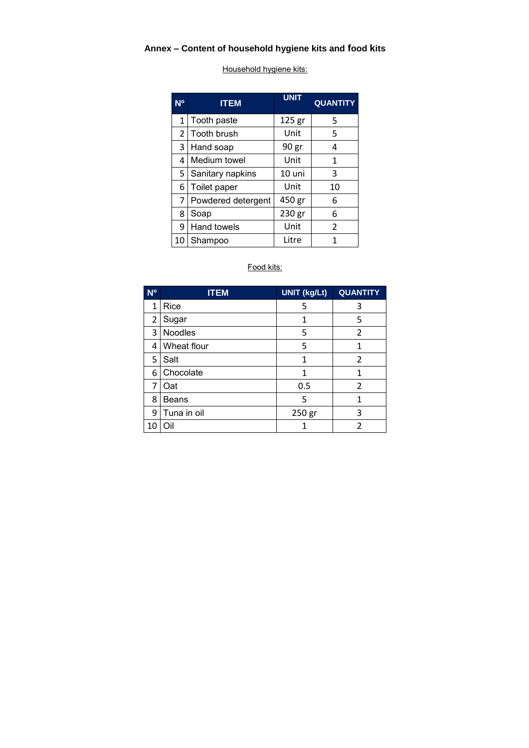# Annex – Content of household hygiene kits and food kits

Household hygiene kits:

| Nº | ITEM | UNIT | QUANTITY |
|---|---|---|---|
| 1 | Tooth paste | 125 gr | 5 |
| 2 | Tooth brush | Unit | 5 |
| 3 | Hand soap | 90 gr | 4 |
| 4 | Medium towel | Unit | 1 |
| 5 | Sanitary napkins | 10 uni | 3 |
| 6 | Toilet paper | Unit | 10 |
| 7 | Powdered detergent | 450 gr | 6 |
| 8 | Soap | 230 gr | 6 |
| 9 | Hand towels | Unit | 2 |
| 10 | Shampoo | Litre | 1 |

Food kits:

| Nº | ITEM | UNIT (kg/Lt) | QUANTITY |
|---|---|---|---|
| 1 | Rice | 5 | 3 |
| 2 | Sugar | 1 | 5 |
| 3 | Noodles | 5 | 2 |
| 4 | Wheat flour | 5 | 1 |
| 5 | Salt | 1 | 2 |
| 6 | Chocolate | 1 | 1 |
| 7 | Oat | 0.5 | 2 |
| 8 | Beans | 5 | 1 |
| 9 | Tuna in oil | 250 gr | 3 |
| 10 | Oil | 1 | 2 |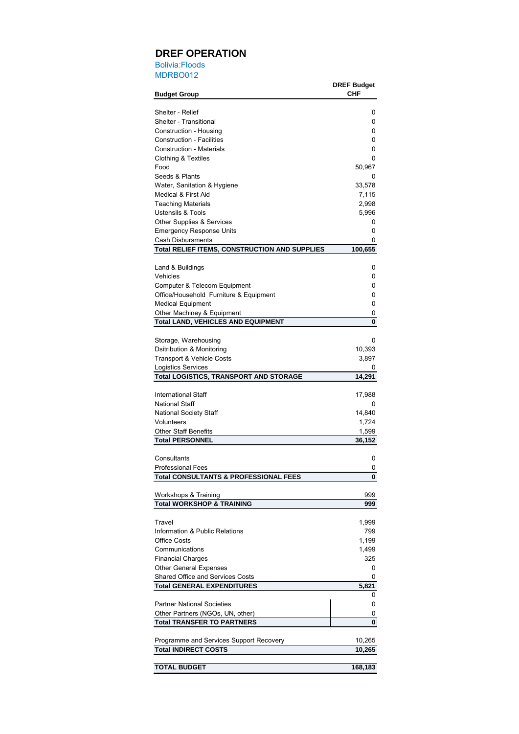## DREF OPERATION

Bolivia:Floods

MDRBO012

| Budget Group | DREF Budget CHF |
|---|---|
| Shelter - Relief | 0 |
| Shelter - Transitional | 0 |
| Construction - Housing | 0 |
| Construction - Facilities | 0 |
| Construction - Materials | 0 |
| Clothing & Textiles | 0 |
| Food | 50,967 |
| Seeds & Plants | 0 |
| Water, Sanitation & Hygiene | 33,578 |
| Medical & First Aid | 7,115 |
| Teaching Materials | 2,998 |
| Ustensils & Tools | 5,996 |
| Other Supplies & Services | 0 |
| Emergency Response Units | 0 |
| Cash Disbursments | 0 |
| **Total RELIEF ITEMS, CONSTRUCTION AND SUPPLIES** | **100,655** |
| Land & Buildings | 0 |
| Vehicles | 0 |
| Computer & Telecom Equipment | 0 |
| Office/Household Furniture & Equipment | 0 |
| Medical Equipment | 0 |
| Other Machiney & Equipment | 0 |
| **Total LAND, VEHICLES AND EQUIPMENT** | **0** |
| Storage, Warehousing | 0 |
| Dsitribution & Monitoring | 10,393 |
| Transport & Vehicle Costs | 3,897 |
| Logistics Services | 0 |
| **Total LOGISTICS, TRANSPORT AND STORAGE** | **14,291** |
| International Staff | 17,988 |
| National Staff | 0 |
| National Society Staff | 14,840 |
| Volunteers | 1,724 |
| Other Staff Benefits | 1,599 |
| **Total PERSONNEL** | **36,152** |
| Consultants | 0 |
| Professional Fees | 0 |
| **Total CONSULTANTS & PROFESSIONAL FEES** | **0** |
| Workshops & Training | 999 |
| **Total WORKSHOP & TRAINING** | **999** |
| Travel | 1,999 |
| Information & Public Relations | 799 |
| Office Costs | 1,199 |
| Communications | 1,499 |
| Financial Charges | 325 |
| Other General Expenses | 0 |
| Shared Office and Services Costs | 0 |
| **Total GENERAL EXPENDITURES** | **5,821** |
| | 0 |
| Partner National Societies | 0 |
| Other Partners (NGOs, UN, other) | 0 |
| **Total TRANSFER TO PARTNERS** | **0** |
| Programme and Services Support Recovery | 10,265 |
| **Total INDIRECT COSTS** | **10,265** |
| **TOTAL BUDGET** | **168,183** |